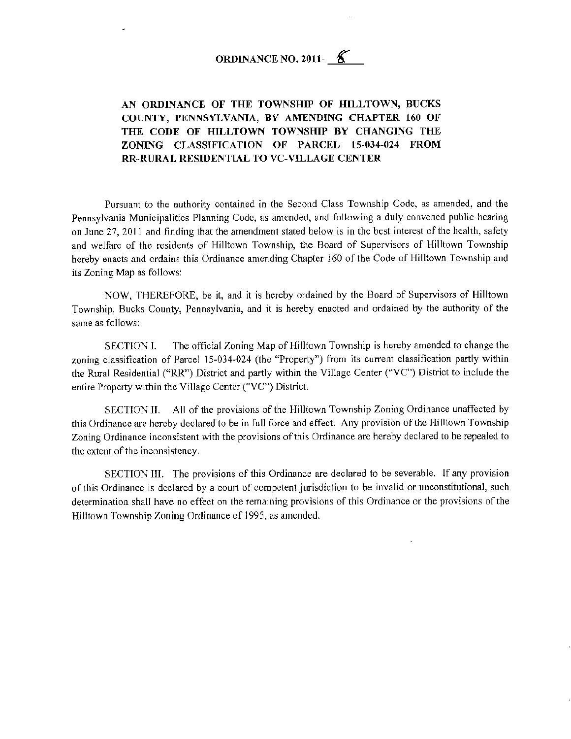# ORDINANCE NO. 2011- 6

## AN ORDINANCE OF THE TOWNSHIP OF HILLTOWN, BUCKS COUNTY, PENNSYLVANIA, BY AMENDING CHAPTER 160 OF THE CODE OF HILLTOWN TOWNSHIP BY CHANGING THE ZONING CLASSIFICATION OF PARCEL 15-034-024 FROM RR-RURAL RESIDENTIAL TO VC-VILLAGE CENTER

Pursuant to the authority contained in the Second Class Township Code, as amended, and the Pennsylvania Municipalities Planning Code, as amended, and following a duly convened public hearing on June 27, 2011 and finding that the amendment stated below is in the best interest of the health, safety and welfare of the residents of Hilltown Township, the Board of Supervisors of Hilltown Township hereby enacts and ordains this Ordinance amending Chapter 160 of the Code of Hilltown Township and its Zoning Map as follows:

NOW, THEREFORE, be it, and it is hereby ordained by the Board of Supervisors of Hilltown Township, Bucks County, Pennsylvania, and it is hereby enacted and ordained by the authority of the same as follows:

SECTION I. The official Zoning Map of Hilltown Township is hereby amended to change the zoning classification of Parcel 15-034-024 (the "Property") from its current classification partly within the Rural Residential ("RR") District and partly within the Village Center ("VC") District to include the entire Property within the Village Center ("VC") District.

SECTION II. All of the provisions of the Hilltown Township Zoning Ordinance unaffected by this Ordinance are hereby declared to be in full force and effect. Any provision of the Hilltown Township Zoning Ordinance inconsistent with the provisions of this Ordinance are hereby declared to be repealed to the extent of the inconsistency.

SECTION III. The provisions of this Ordinance are declared to be severable. If any provision of this Ordinance is declared by a court of competent jurisdiction to be invalid or unconstitutional, such determination shall have no effect on the remaining provisions of this Ordinance or the provisions of the Hilltown Township Zoning Ordinance of 1995, as amended.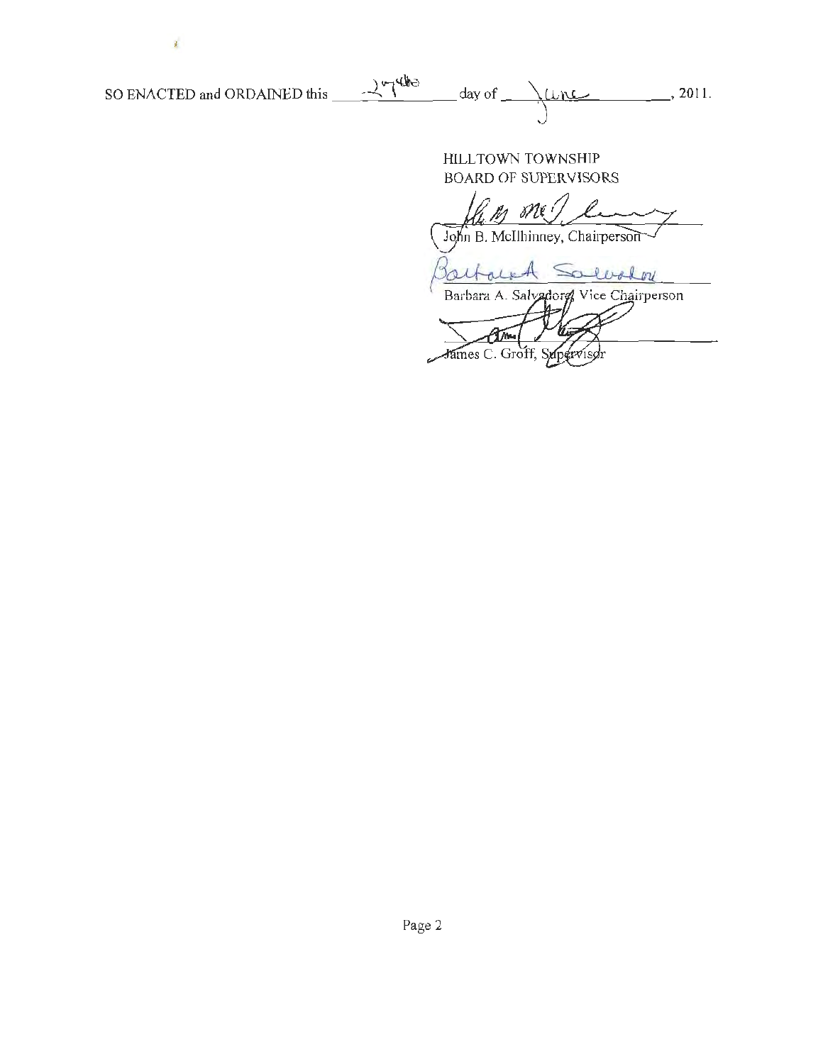SO ENACTED and ORDAINED this 29th day of June, 2011.

HILLTOWN TOWNSHIP
BOARD OF SUPERVISORS

John B. McIlhinney, Chairperson

Barbara A. Salvadore, Vice Chairperson

James C. Groff, Supervisor